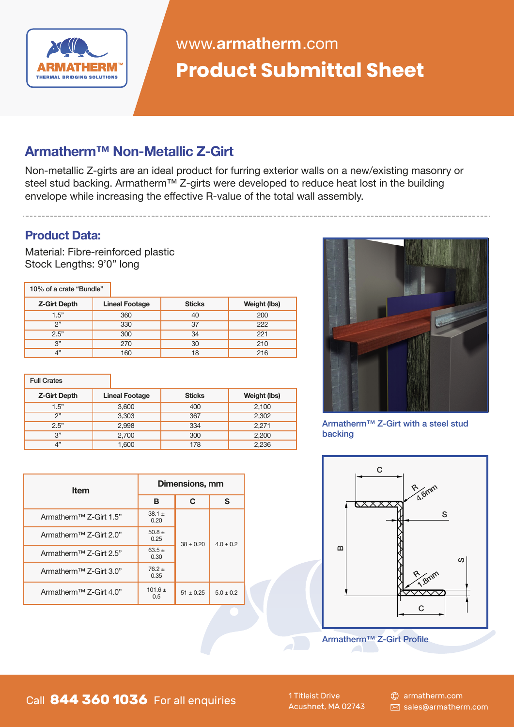www.armatherm.com

# Product Submittal Sheet

## Armatherm™ Non-Metallic Z-Girt

Non-metallic Z-girts are an ideal product for furring exterior walls on a new/existing masonry or steel stud backing. Armatherm™ Z-girts were developed to reduce heat lost in the building envelope while increasing the effective R-value of the total wall assembly.

## Product Data:

Material: Fibre-reinforced plastic
Stock Lengths: 9’0” long

10% of a crate “Bundle”

| Z-Girt Depth | Lineal Footage | Sticks | Weight (lbs) |
|---|---|---|---|
| 1.5” | 360 | 40 | 200 |
| 2” | 330 | 37 | 222 |
| 2.5” | 300 | 34 | 221 |
| 3” | 270 | 30 | 210 |
| 4” | 160 | 18 | 216 |

Full Crates

| Z-Girt Depth | Lineal Footage | Sticks | Weight (lbs) |
|---|---|---|---|
| 1.5” | 3,600 | 400 | 2,100 |
| 2” | 3,303 | 367 | 2,302 |
| 2.5” | 2,998 | 334 | 2,271 |
| 3” | 2,700 | 300 | 2,200 |
| 4” | 1,600 | 178 | 2,236 |

| Item | Dimensions, mm | | |
|---|---|---|---|
| | B | C | S |
| Armatherm™ Z-Girt 1.5” | 38.1 ± 0.20 | 38 ± 0.20 | 4.0 ± 0.2 |
| Armatherm™ Z-Girt 2.0” | 50.8 ± 0.25 | 38 ± 0.20 | 4.0 ± 0.2 |
| Armatherm™ Z-Girt 2.5” | 63.5 ± 0.30 | 38 ± 0.20 | 4.0 ± 0.2 |
| Armatherm™ Z-Girt 3.0” | 76.2 ± 0.35 | 38 ± 0.20 | 4.0 ± 0.2 |
| Armatherm™ Z-Girt 4.0” | 101.6 ± 0.5 | 51 ± 0.25 | 5.0 ± 0.2 |

Armatherm™ Z-Girt with a steel stud backing

Armatherm™ Z-Girt Profile

Call **844 360 1036** For all enquiries

1 Titleist Drive
Acushnet, MA 02743

armatherm.com
sales@armatherm.com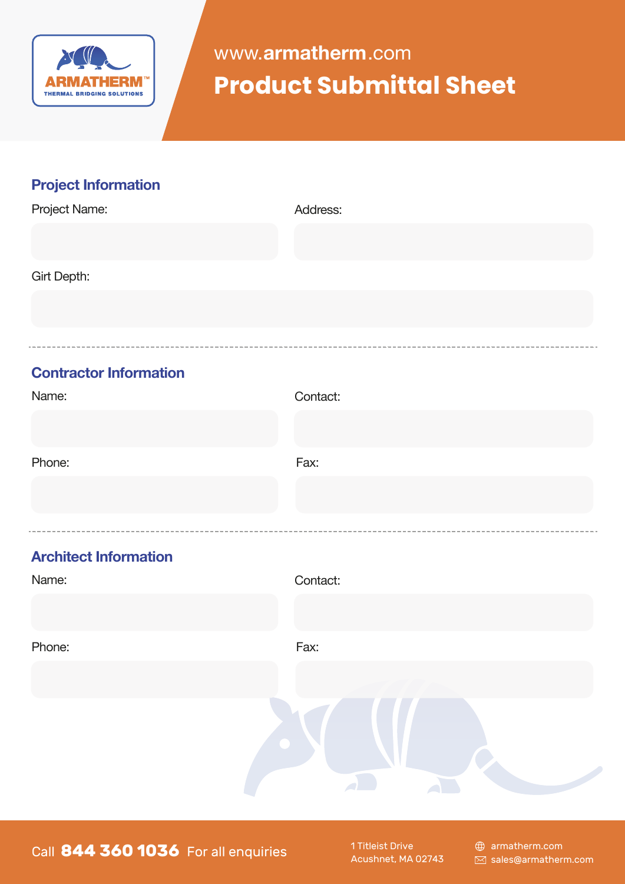ARMATHERM™
THERMAL BRIDGING SOLUTIONS

www.**armatherm**.com

# Product Submittal Sheet

## Project Information

Project Name:

Address:

Girt Depth:

## Contractor Information

Name:

Contact:

Phone:

Fax:

## Architect Information

Name:

Contact:

Phone:

Fax:

Call **844 360 1036** For all enquiries

1 Titleist Drive
Acushnet, MA 02743

armatherm.com
sales@armatherm.com